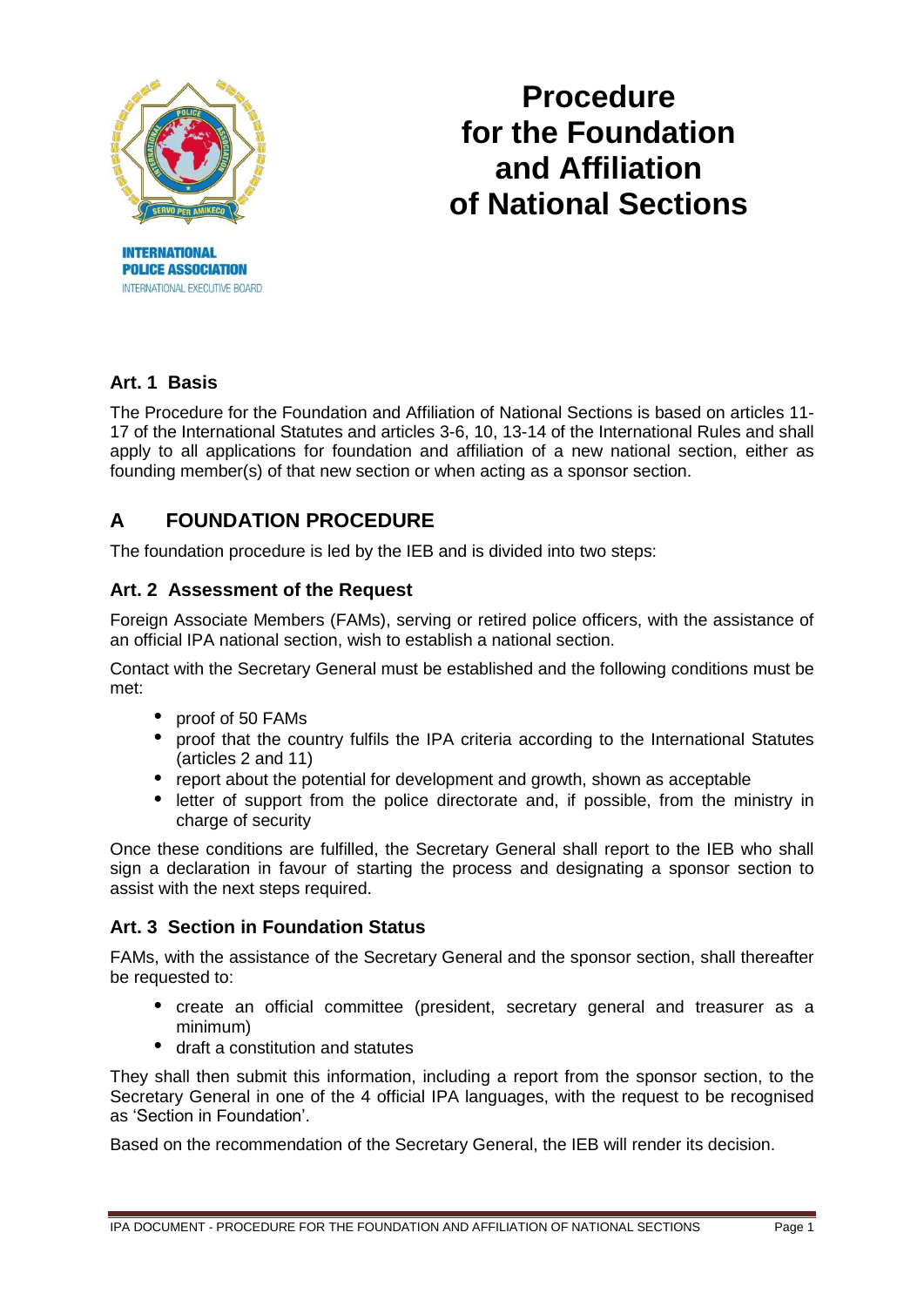INTERNATIONAL POLICE ASSOCIATION
INTERNATIONAL EXECUTIVE BOARD

# Procedure for the Foundation and Affiliation of National Sections

### Art. 1 Basis

The Procedure for the Foundation and Affiliation of National Sections is based on articles 11-17 of the International Statutes and articles 3-6, 10, 13-14 of the International Rules and shall apply to all applications for foundation and affiliation of a new national section, either as founding member(s) of that new section or when acting as a sponsor section.

## A FOUNDATION PROCEDURE

The foundation procedure is led by the IEB and is divided into two steps:

### Art. 2 Assessment of the Request

Foreign Associate Members (FAMs), serving or retired police officers, with the assistance of an official IPA national section, wish to establish a national section.

Contact with the Secretary General must be established and the following conditions must be met:

- proof of 50 FAMs
- proof that the country fulfils the IPA criteria according to the International Statutes (articles 2 and 11)
- report about the potential for development and growth, shown as acceptable
- letter of support from the police directorate and, if possible, from the ministry in charge of security

Once these conditions are fulfilled, the Secretary General shall report to the IEB who shall sign a declaration in favour of starting the process and designating a sponsor section to assist with the next steps required.

### Art. 3 Section in Foundation Status

FAMs, with the assistance of the Secretary General and the sponsor section, shall thereafter be requested to:

- create an official committee (president, secretary general and treasurer as a minimum)
- draft a constitution and statutes

They shall then submit this information, including a report from the sponsor section, to the Secretary General in one of the 4 official IPA languages, with the request to be recognised as 'Section in Foundation'.

Based on the recommendation of the Secretary General, the IEB will render its decision.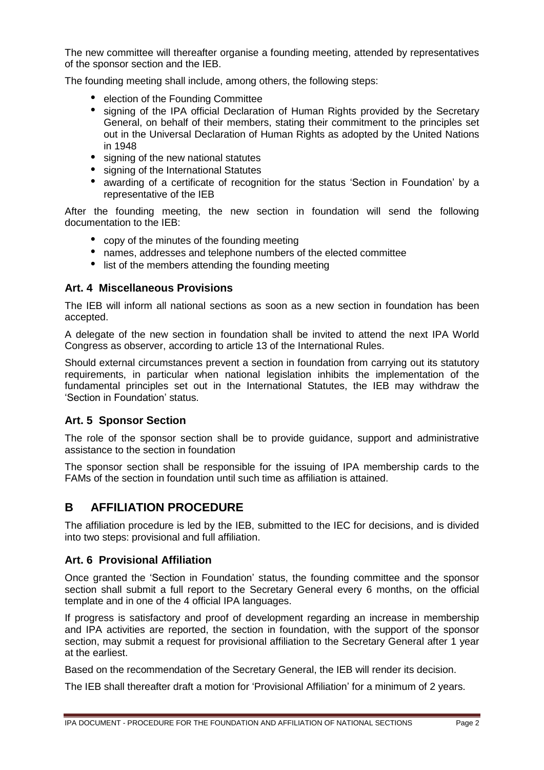The new committee will thereafter organise a founding meeting, attended by representatives of the sponsor section and the IEB.

The founding meeting shall include, among others, the following steps:

- election of the Founding Committee
- signing of the IPA official Declaration of Human Rights provided by the Secretary General, on behalf of their members, stating their commitment to the principles set out in the Universal Declaration of Human Rights as adopted by the United Nations in 1948
- signing of the new national statutes
- signing of the International Statutes
- awarding of a certificate of recognition for the status 'Section in Foundation' by a representative of the IEB

After the founding meeting, the new section in foundation will send the following documentation to the IEB:

- copy of the minutes of the founding meeting
- names, addresses and telephone numbers of the elected committee
- list of the members attending the founding meeting

### Art. 4 Miscellaneous Provisions

The IEB will inform all national sections as soon as a new section in foundation has been accepted.

A delegate of the new section in foundation shall be invited to attend the next IPA World Congress as observer, according to article 13 of the International Rules.

Should external circumstances prevent a section in foundation from carrying out its statutory requirements, in particular when national legislation inhibits the implementation of the fundamental principles set out in the International Statutes, the IEB may withdraw the 'Section in Foundation' status.

### Art. 5 Sponsor Section

The role of the sponsor section shall be to provide guidance, support and administrative assistance to the section in foundation

The sponsor section shall be responsible for the issuing of IPA membership cards to the FAMs of the section in foundation until such time as affiliation is attained.

## B AFFILIATION PROCEDURE

The affiliation procedure is led by the IEB, submitted to the IEC for decisions, and is divided into two steps: provisional and full affiliation.

### Art. 6 Provisional Affiliation

Once granted the 'Section in Foundation' status, the founding committee and the sponsor section shall submit a full report to the Secretary General every 6 months, on the official template and in one of the 4 official IPA languages.

If progress is satisfactory and proof of development regarding an increase in membership and IPA activities are reported, the section in foundation, with the support of the sponsor section, may submit a request for provisional affiliation to the Secretary General after 1 year at the earliest.

Based on the recommendation of the Secretary General, the IEB will render its decision.

The IEB shall thereafter draft a motion for 'Provisional Affiliation' for a minimum of 2 years.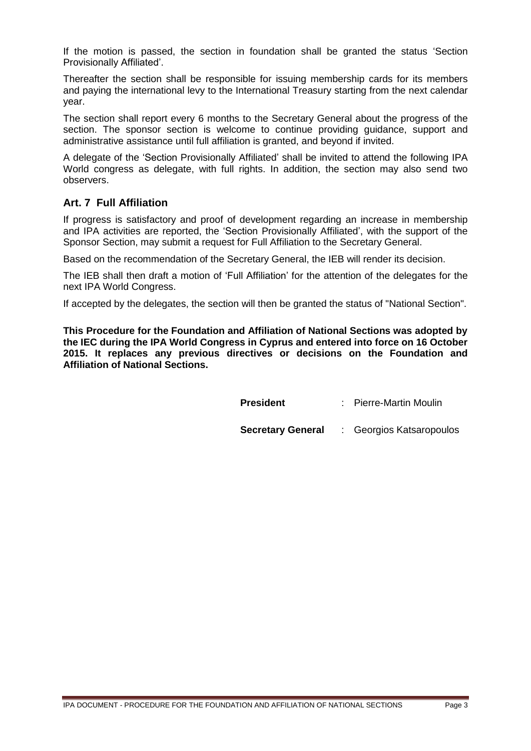If the motion is passed, the section in foundation shall be granted the status 'Section Provisionally Affiliated'.

Thereafter the section shall be responsible for issuing membership cards for its members and paying the international levy to the International Treasury starting from the next calendar year.

The section shall report every 6 months to the Secretary General about the progress of the section. The sponsor section is welcome to continue providing guidance, support and administrative assistance until full affiliation is granted, and beyond if invited.

A delegate of the 'Section Provisionally Affiliated' shall be invited to attend the following IPA World congress as delegate, with full rights. In addition, the section may also send two observers.

## Art. 7 Full Affiliation

If progress is satisfactory and proof of development regarding an increase in membership and IPA activities are reported, the 'Section Provisionally Affiliated', with the support of the Sponsor Section, may submit a request for Full Affiliation to the Secretary General.

Based on the recommendation of the Secretary General, the IEB will render its decision.

The IEB shall then draft a motion of 'Full Affiliation' for the attention of the delegates for the next IPA World Congress.

If accepted by the delegates, the section will then be granted the status of "National Section".

**This Procedure for the Foundation and Affiliation of National Sections was adopted by the IEC during the IPA World Congress in Cyprus and entered into force on 16 October 2015. It replaces any previous directives or decisions on the Foundation and Affiliation of National Sections.**

**President** : Pierre-Martin Moulin

**Secretary General** : Georgios Katsaropoulos